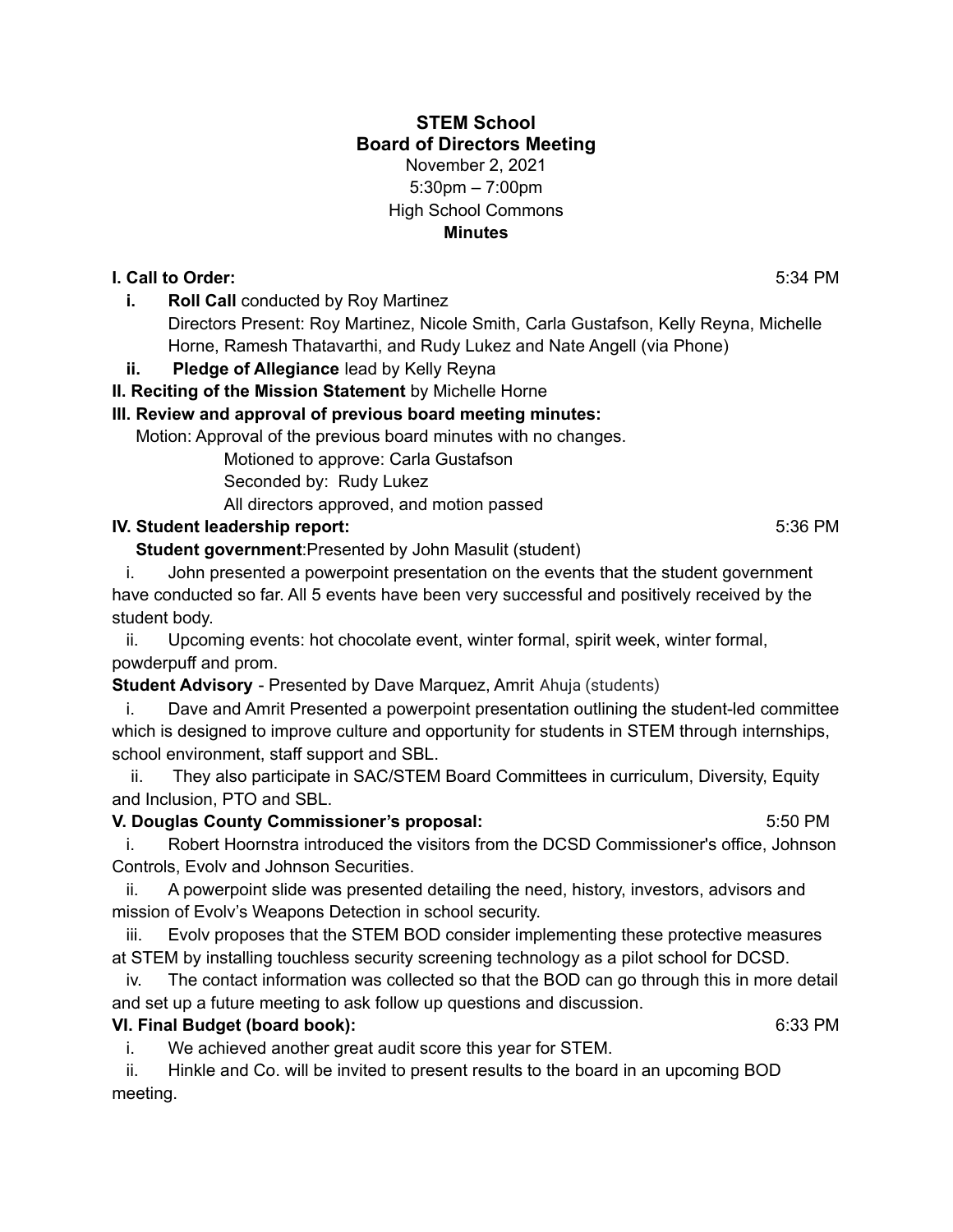# STEM School
## Board of Directors Meeting

November 2, 2021
5:30pm – 7:00pm
High School Commons
**Minutes**

**I. Call to Order:** 5:34 PM

- **i. Roll Call** conducted by Roy Martinez
  Directors Present: Roy Martinez, Nicole Smith, Carla Gustafson, Kelly Reyna, Michelle Horne, Ramesh Thatavarthi, and Rudy Lukez and Nate Angell (via Phone)
- **ii. Pledge of Allegiance** lead by Kelly Reyna

**II. Reciting of the Mission Statement** by Michelle Horne

**III. Review and approval of previous board meeting minutes:**

Motion: Approval of the previous board minutes with no changes.
Motioned to approve: Carla Gustafson
Seconded by: Rudy Lukez
All directors approved, and motion passed

**IV. Student leadership report:** 5:36 PM

**Student government**:Presented by John Masulit (student)

i. John presented a powerpoint presentation on the events that the student government have conducted so far. All 5 events have been very successful and positively received by the student body.

ii. Upcoming events: hot chocolate event, winter formal, spirit week, winter formal, powderpuff and prom.

**Student Advisory** - Presented by Dave Marquez, Amrit Ahuja (students)

i. Dave and Amrit Presented a powerpoint presentation outlining the student-led committee which is designed to improve culture and opportunity for students in STEM through internships, school environment, staff support and SBL.

ii. They also participate in SAC/STEM Board Committees in curriculum, Diversity, Equity and Inclusion, PTO and SBL.

**V. Douglas County Commissioner's proposal:** 5:50 PM

i. Robert Hoornstra introduced the visitors from the DCSD Commissioner's office, Johnson Controls, Evolv and Johnson Securities.

ii. A powerpoint slide was presented detailing the need, history, investors, advisors and mission of Evolv's Weapons Detection in school security.

iii. Evolv proposes that the STEM BOD consider implementing these protective measures at STEM by installing touchless security screening technology as a pilot school for DCSD.

iv. The contact information was collected so that the BOD can go through this in more detail and set up a future meeting to ask follow up questions and discussion.

**VI. Final Budget (board book):** 6:33 PM

i. We achieved another great audit score this year for STEM.

ii. Hinkle and Co. will be invited to present results to the board in an upcoming BOD meeting.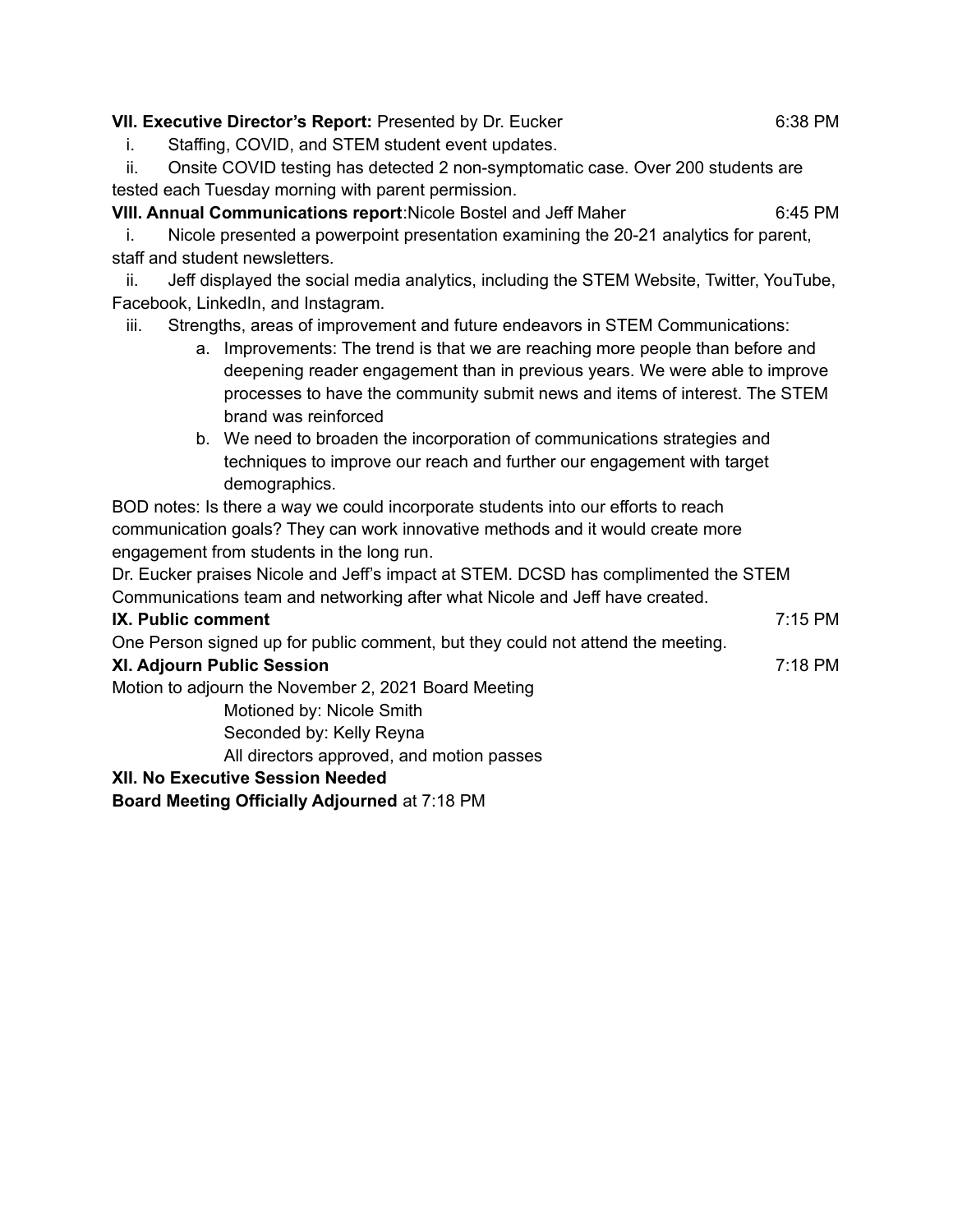**VII. Executive Director's Report:** Presented by Dr. Eucker 6:38 PM

i. Staffing, COVID, and STEM student event updates.

ii. Onsite COVID testing has detected 2 non-symptomatic case. Over 200 students are tested each Tuesday morning with parent permission.

**VIII. Annual Communications report**:Nicole Bostel and Jeff Maher 6:45 PM

i. Nicole presented a powerpoint presentation examining the 20-21 analytics for parent, staff and student newsletters.

ii. Jeff displayed the social media analytics, including the STEM Website, Twitter, YouTube, Facebook, LinkedIn, and Instagram.

iii. Strengths, areas of improvement and future endeavors in STEM Communications:

a. Improvements: The trend is that we are reaching more people than before and deepening reader engagement than in previous years. We were able to improve processes to have the community submit news and items of interest. The STEM brand was reinforced

b. We need to broaden the incorporation of communications strategies and techniques to improve our reach and further our engagement with target demographics.

BOD notes: Is there a way we could incorporate students into our efforts to reach communication goals? They can work innovative methods and it would create more engagement from students in the long run.

Dr. Eucker praises Nicole and Jeff's impact at STEM. DCSD has complimented the STEM Communications team and networking after what Nicole and Jeff have created.

**IX. Public comment** 7:15 PM

One Person signed up for public comment, but they could not attend the meeting.

**XI. Adjourn Public Session** 7:18 PM

Motion to adjourn the November 2, 2021 Board Meeting

Motioned by: Nicole Smith

Seconded by: Kelly Reyna

All directors approved, and motion passes

**XII. No Executive Session Needed**

**Board Meeting Officially Adjourned** at 7:18 PM